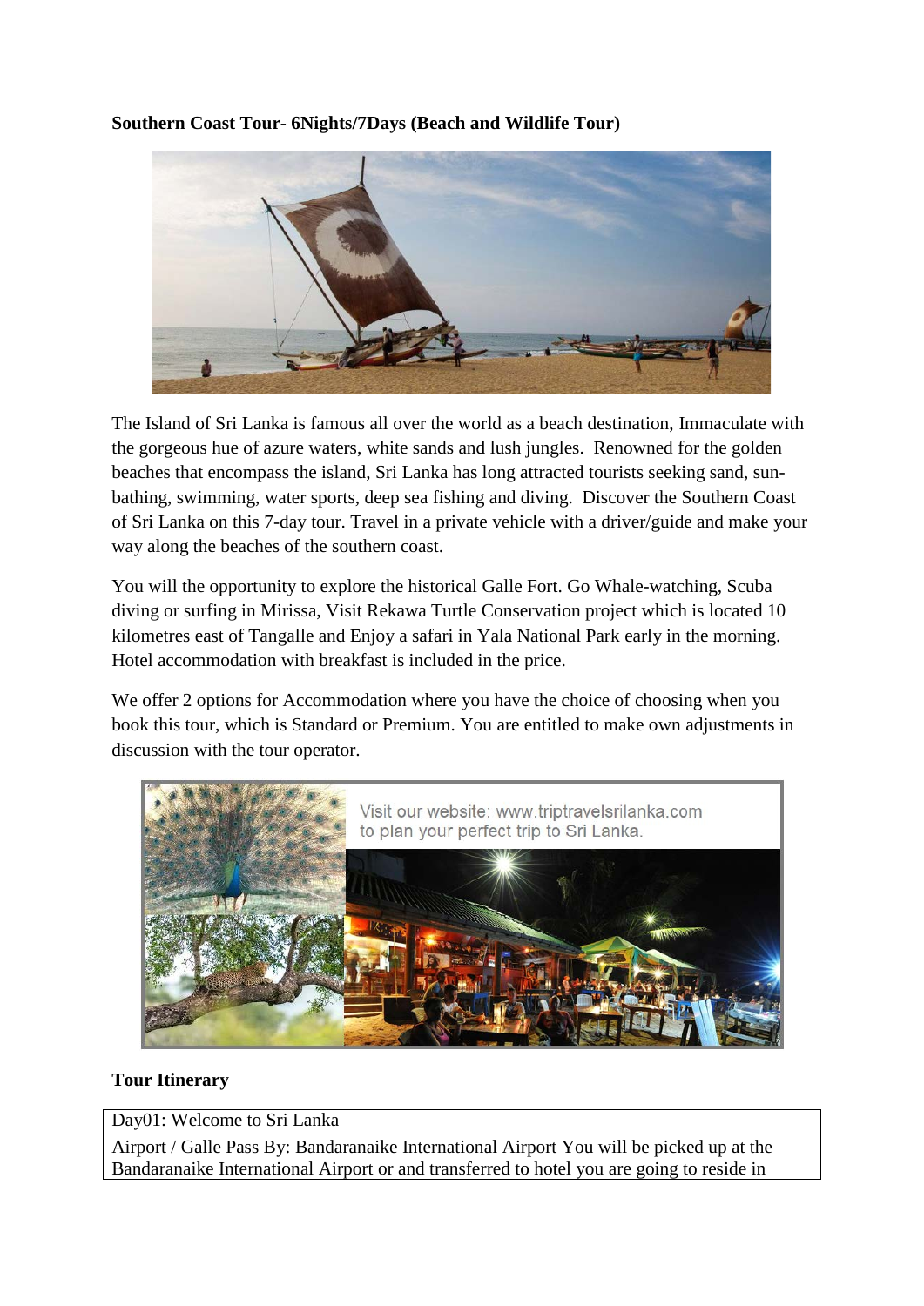**Southern Coast Tour- 6Nights/7Days (Beach and Wildlife Tour)**

The Island of Sri Lanka is famous all over the world as a beach destination, Immaculate with the gorgeous hue of azure waters, white sands and lush jungles. Renowned for the golden beaches that encompass the island, Sri Lanka has long attracted tourists seeking sand, sun-bathing, swimming, water sports, deep sea fishing and diving. Discover the Southern Coast of Sri Lanka on this 7-day tour. Travel in a private vehicle with a driver/guide and make your way along the beaches of the southern coast.

You will the opportunity to explore the historical Galle Fort. Go Whale-watching, Scuba diving or surfing in Mirissa, Visit Rekawa Turtle Conservation project which is located 10 kilometres east of Tangalle and Enjoy a safari in Yala National Park early in the morning. Hotel accommodation with breakfast is included in the price.

We offer 2 options for Accommodation where you have the choice of choosing when you book this tour, which is Standard or Premium. You are entitled to make own adjustments in discussion with the tour operator.

Visit our website: www.triptravelsrilanka.com to plan your perfect trip to Sri Lanka.

**Tour Itinerary**

| Day01: Welcome to Sri Lanka |
|---|
| Airport / Galle Pass By: Bandaranaike International Airport You will be picked up at the Bandaranaike International Airport or and transferred to hotel you are going to reside in |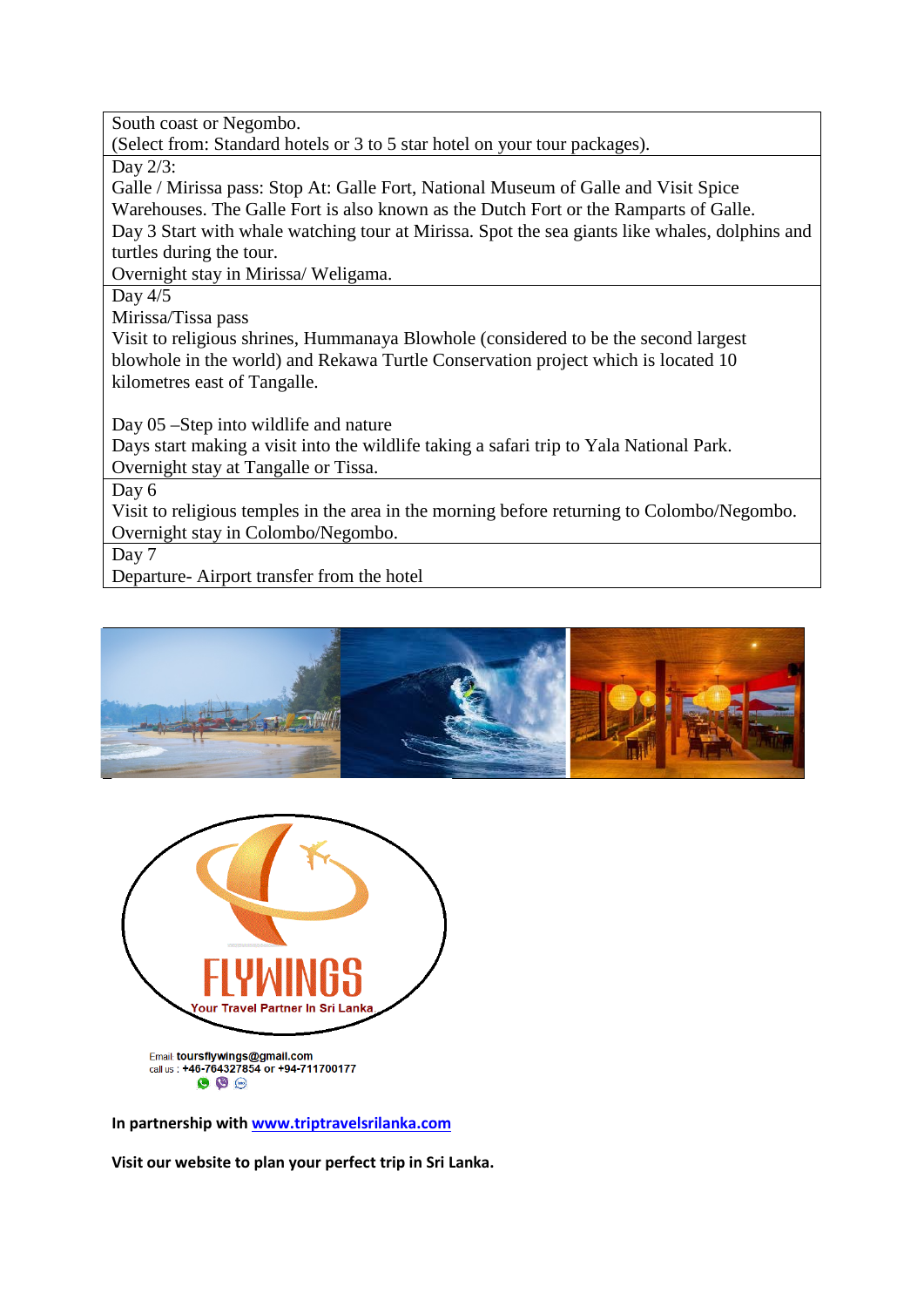| |
|---|
| South coast or Negombo.<br>(Select from: Standard hotels or 3 to 5 star hotel on your tour packages). |
| Day 2/3:<br>Galle / Mirissa pass: Stop At: Galle Fort, National Museum of Galle and Visit Spice Warehouses. The Galle Fort is also known as the Dutch Fort or the Ramparts of Galle.<br>Day 3 Start with whale watching tour at Mirissa. Spot the sea giants like whales, dolphins and turtles during the tour.<br>Overnight stay in Mirissa/ Weligama. |
| Day 4/5<br>Mirissa/Tissa pass<br>Visit to religious shrines, Hummanaya Blowhole (considered to be the second largest blowhole in the world) and Rekawa Turtle Conservation project which is located 10 kilometres east of Tangalle.<br><br>Day 05 –Step into wildlife and nature<br>Days start making a visit into the wildlife taking a safari trip to Yala National Park.<br>Overnight stay at Tangalle or Tissa. |
| Day 6<br>Visit to religious temples in the area in the morning before returning to Colombo/Negombo.<br>Overnight stay in Colombo/Negombo. |
| Day 7<br>Departure- Airport transfer from the hotel |

FLYWINGS
Your Travel Partner In Sri Lanka

Email: toursflywings@gmail.com
call us : +46-764327854 or +94-711700177

**In partnership with [www.triptravelsrilanka.com](http://www.triptravelsrilanka.com)**

**Visit our website to plan your perfect trip in Sri Lanka.**